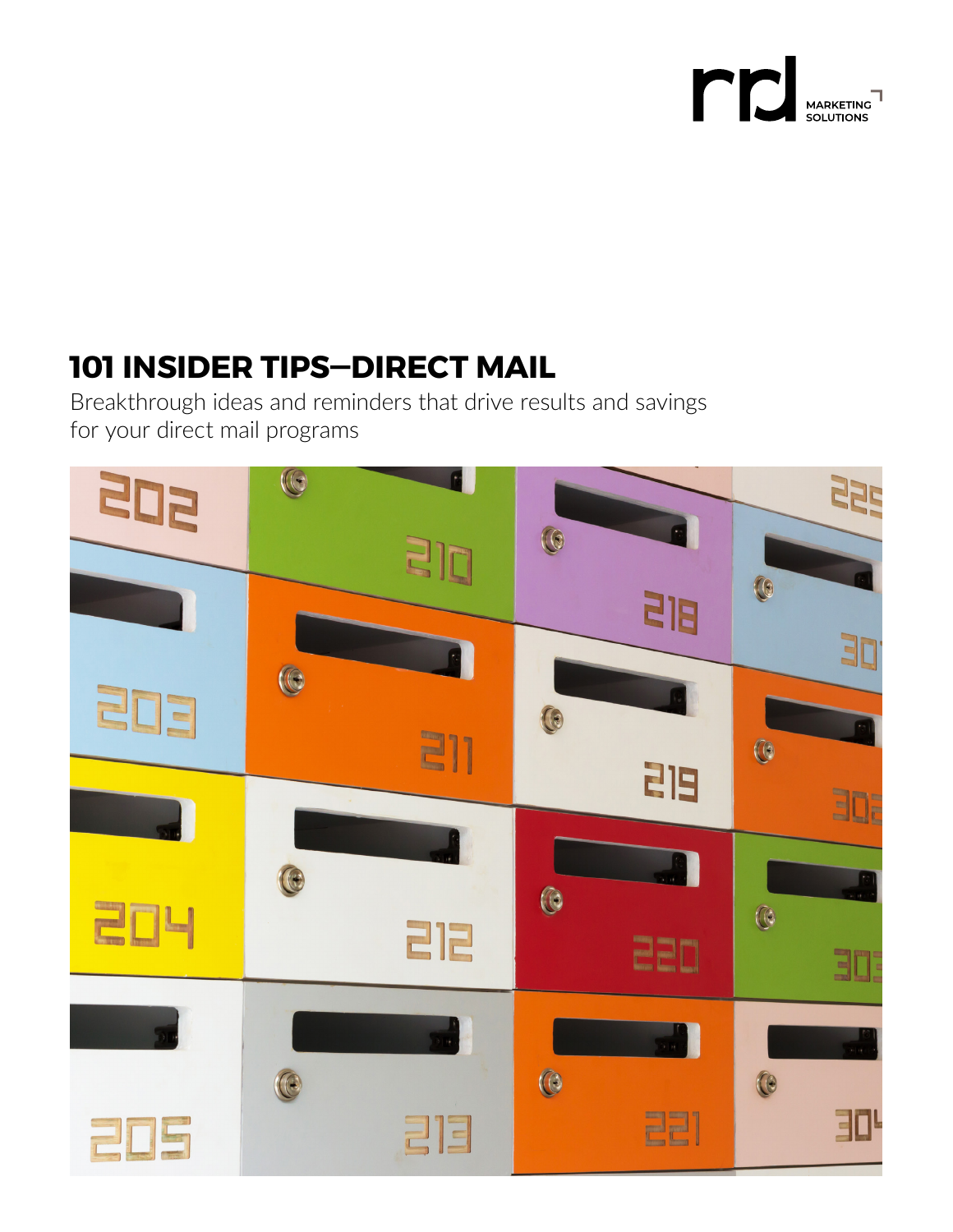rrd MARKETING SOLUTIONS

# 101 INSIDER TIPS—DIRECT MAIL

Breakthrough ideas and reminders that drive results and savings for your direct mail programs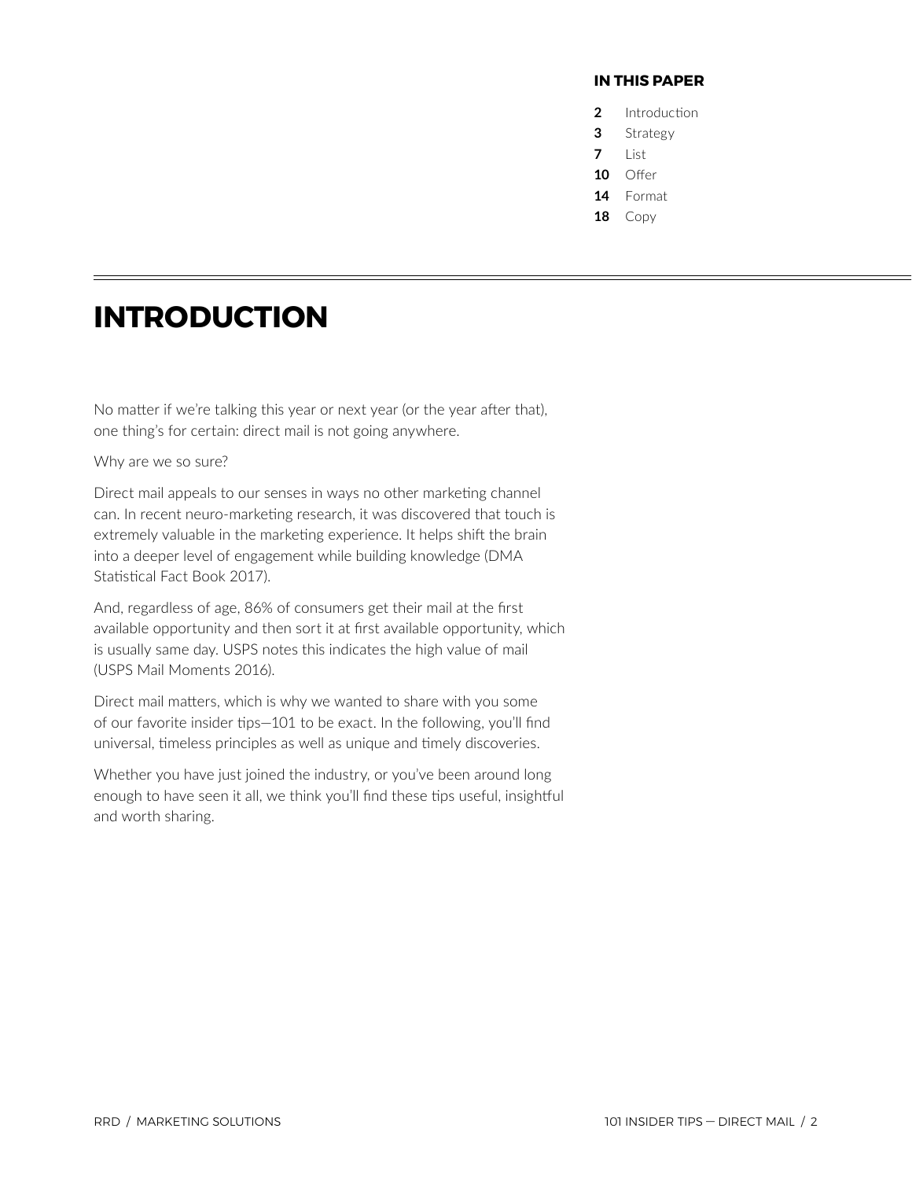**IN THIS PAPER**

**2** Introduction
**3** Strategy
**7** List
**10** Offer
**14** Format
**18** Copy

# INTRODUCTION

No matter if we're talking this year or next year (or the year after that), one thing's for certain: direct mail is not going anywhere.

Why are we so sure?

Direct mail appeals to our senses in ways no other marketing channel can. In recent neuro-marketing research, it was discovered that touch is extremely valuable in the marketing experience. It helps shift the brain into a deeper level of engagement while building knowledge (DMA Statistical Fact Book 2017).

And, regardless of age, 86% of consumers get their mail at the first available opportunity and then sort it at first available opportunity, which is usually same day. USPS notes this indicates the high value of mail (USPS Mail Moments 2016).

Direct mail matters, which is why we wanted to share with you some of our favorite insider tips—101 to be exact. In the following, you'll find universal, timeless principles as well as unique and timely discoveries.

Whether you have just joined the industry, or you've been around long enough to have seen it all, we think you'll find these tips useful, insightful and worth sharing.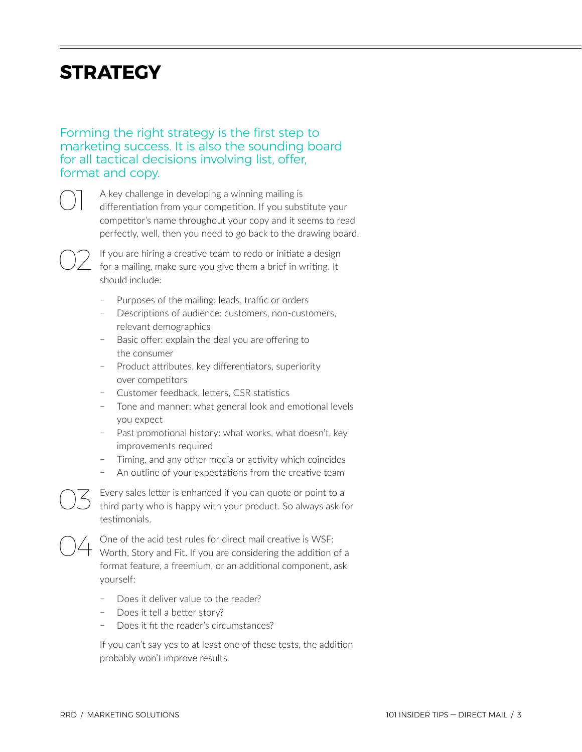# STRATEGY

Forming the right strategy is the first step to marketing success. It is also the sounding board for all tactical decisions involving list, offer, format and copy.

01 A key challenge in developing a winning mailing is differentiation from your competition. If you substitute your competitor's name throughout your copy and it seems to read perfectly, well, then you need to go back to the drawing board.

02 If you are hiring a creative team to redo or initiate a design for a mailing, make sure you give them a brief in writing. It should include:

- Purposes of the mailing: leads, traffic or orders
- Descriptions of audience: customers, non-customers, relevant demographics
- Basic offer: explain the deal you are offering to the consumer
- Product attributes, key differentiators, superiority over competitors
- Customer feedback, letters, CSR statistics
- Tone and manner: what general look and emotional levels you expect
- Past promotional history: what works, what doesn't, key improvements required
- Timing, and any other media or activity which coincides
- An outline of your expectations from the creative team

03 Every sales letter is enhanced if you can quote or point to a third party who is happy with your product. So always ask for testimonials.

04 One of the acid test rules for direct mail creative is WSF: Worth, Story and Fit. If you are considering the addition of a format feature, a freemium, or an additional component, ask yourself:

- Does it deliver value to the reader?
- Does it tell a better story?
- Does it fit the reader's circumstances?

If you can't say yes to at least one of these tests, the addition probably won't improve results.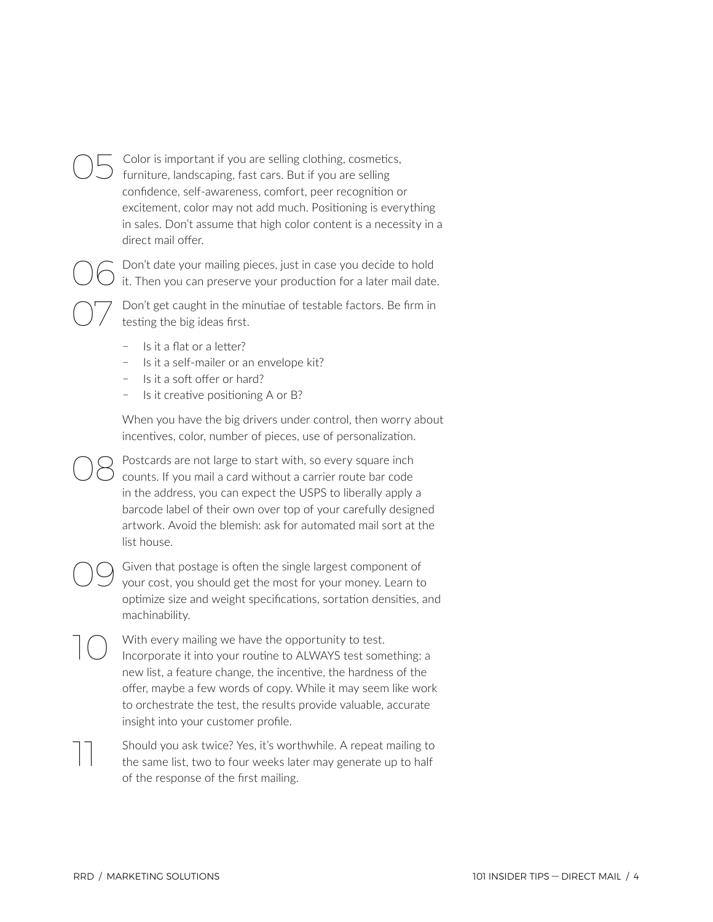05 Color is important if you are selling clothing, cosmetics, furniture, landscaping, fast cars. But if you are selling confidence, self-awareness, comfort, peer recognition or excitement, color may not add much. Positioning is everything in sales. Don't assume that high color content is a necessity in a direct mail offer.

06 Don't date your mailing pieces, just in case you decide to hold it. Then you can preserve your production for a later mail date.

07 Don't get caught in the minutiae of testable factors. Be firm in testing the big ideas first.

- Is it a flat or a letter?
- Is it a self-mailer or an envelope kit?
- Is it a soft offer or hard?
- Is it creative positioning A or B?

When you have the big drivers under control, then worry about incentives, color, number of pieces, use of personalization.

08 Postcards are not large to start with, so every square inch counts. If you mail a card without a carrier route bar code in the address, you can expect the USPS to liberally apply a barcode label of their own over top of your carefully designed artwork. Avoid the blemish: ask for automated mail sort at the list house.

09 Given that postage is often the single largest component of your cost, you should get the most for your money. Learn to optimize size and weight specifications, sortation densities, and machinability.

10 With every mailing we have the opportunity to test. Incorporate it into your routine to ALWAYS test something: a new list, a feature change, the incentive, the hardness of the offer, maybe a few words of copy. While it may seem like work to orchestrate the test, the results provide valuable, accurate insight into your customer profile.

11 Should you ask twice? Yes, it's worthwhile. A repeat mailing to the same list, two to four weeks later may generate up to half of the response of the first mailing.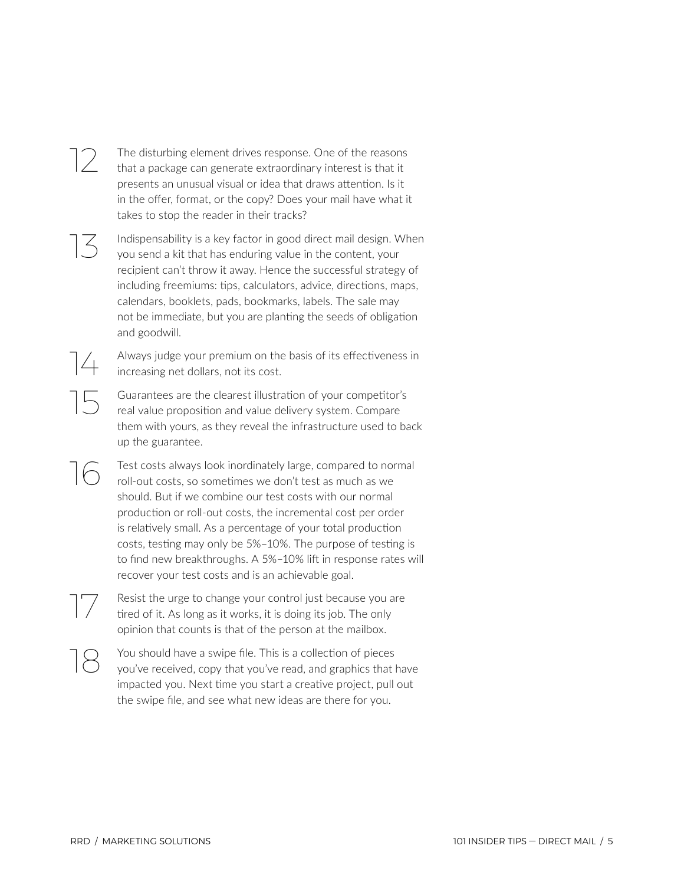12. The disturbing element drives response. One of the reasons that a package can generate extraordinary interest is that it presents an unusual visual or idea that draws attention. Is it in the offer, format, or the copy? Does your mail have what it takes to stop the reader in their tracks?

13. Indispensability is a key factor in good direct mail design. When you send a kit that has enduring value in the content, your recipient can't throw it away. Hence the successful strategy of including freemiums: tips, calculators, advice, directions, maps, calendars, booklets, pads, bookmarks, labels. The sale may not be immediate, but you are planting the seeds of obligation and goodwill.

14. Always judge your premium on the basis of its effectiveness in increasing net dollars, not its cost.

15. Guarantees are the clearest illustration of your competitor's real value proposition and value delivery system. Compare them with yours, as they reveal the infrastructure used to back up the guarantee.

16. Test costs always look inordinately large, compared to normal roll-out costs, so sometimes we don't test as much as we should. But if we combine our test costs with our normal production or roll-out costs, the incremental cost per order is relatively small. As a percentage of your total production costs, testing may only be 5%–10%. The purpose of testing is to find new breakthroughs. A 5%–10% lift in response rates will recover your test costs and is an achievable goal.

17. Resist the urge to change your control just because you are tired of it. As long as it works, it is doing its job. The only opinion that counts is that of the person at the mailbox.

18. You should have a swipe file. This is a collection of pieces you've received, copy that you've read, and graphics that have impacted you. Next time you start a creative project, pull out the swipe file, and see what new ideas are there for you.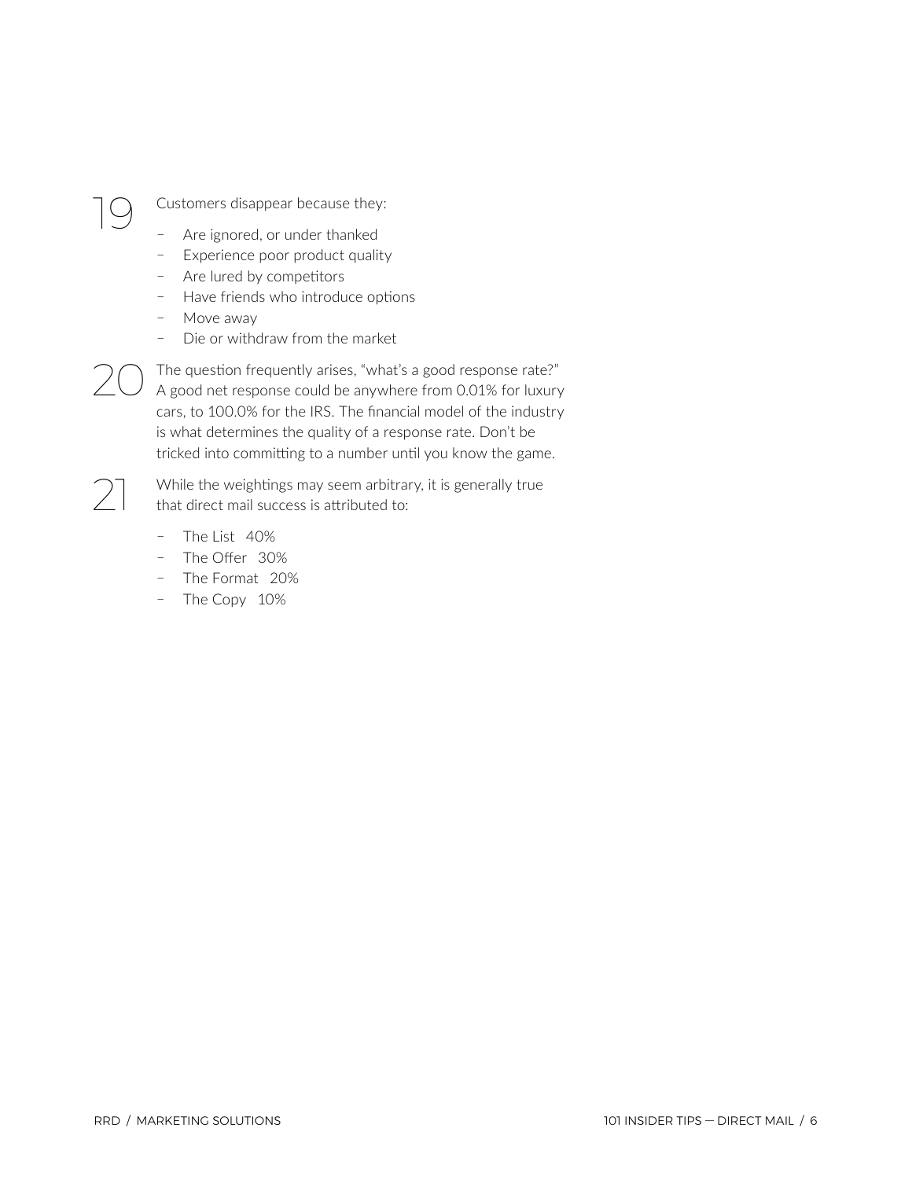## 19

Customers disappear because they:

- Are ignored, or under thanked
- Experience poor product quality
- Are lured by competitors
- Have friends who introduce options
- Move away
- Die or withdraw from the market

## 20

The question frequently arises, "what's a good response rate?" A good net response could be anywhere from 0.01% for luxury cars, to 100.0% for the IRS. The financial model of the industry is what determines the quality of a response rate. Don't be tricked into committing to a number until you know the game.

## 21

While the weightings may seem arbitrary, it is generally true that direct mail success is attributed to:

- The List 40%
- The Offer 30%
- The Format 20%
- The Copy 10%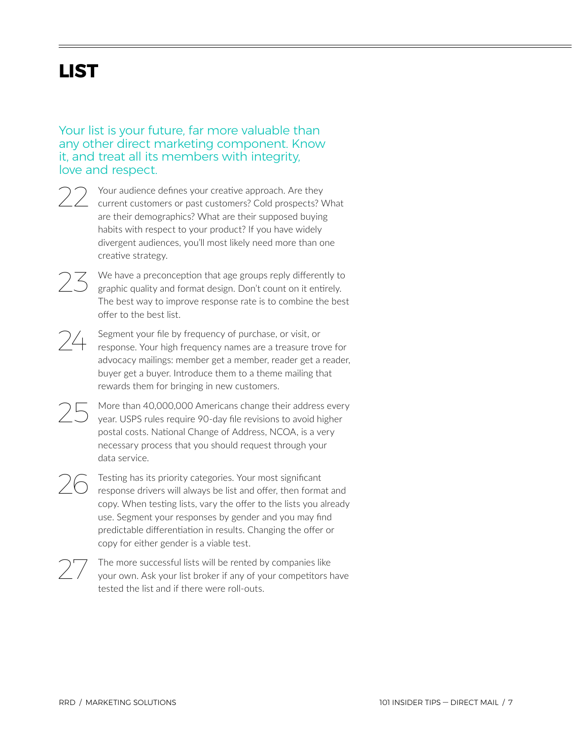# LIST

Your list is your future, far more valuable than any other direct marketing component. Know it, and treat all its members with integrity, love and respect.

22 Your audience defines your creative approach. Are they current customers or past customers? Cold prospects? What are their demographics? What are their supposed buying habits with respect to your product? If you have widely divergent audiences, you'll most likely need more than one creative strategy.

23 We have a preconception that age groups reply differently to graphic quality and format design. Don't count on it entirely. The best way to improve response rate is to combine the best offer to the best list.

24 Segment your file by frequency of purchase, or visit, or response. Your high frequency names are a treasure trove for advocacy mailings: member get a member, reader get a reader, buyer get a buyer. Introduce them to a theme mailing that rewards them for bringing in new customers.

25 More than 40,000,000 Americans change their address every year. USPS rules require 90-day file revisions to avoid higher postal costs. National Change of Address, NCOA, is a very necessary process that you should request through your data service.

26 Testing has its priority categories. Your most significant response drivers will always be list and offer, then format and copy. When testing lists, vary the offer to the lists you already use. Segment your responses by gender and you may find predictable differentiation in results. Changing the offer or copy for either gender is a viable test.

27 The more successful lists will be rented by companies like your own. Ask your list broker if any of your competitors have tested the list and if there were roll-outs.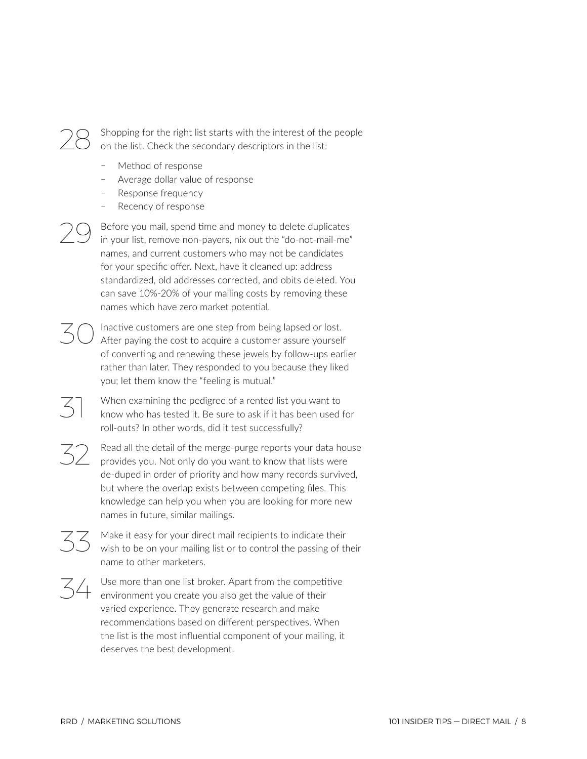28 Shopping for the right list starts with the interest of the people on the list. Check the secondary descriptors in the list:

- Method of response
- Average dollar value of response
- Response frequency
- Recency of response

29 Before you mail, spend time and money to delete duplicates in your list, remove non-payers, nix out the "do-not-mail-me" names, and current customers who may not be candidates for your specific offer. Next, have it cleaned up: address standardized, old addresses corrected, and obits deleted. You can save 10%-20% of your mailing costs by removing these names which have zero market potential.

30 Inactive customers are one step from being lapsed or lost. After paying the cost to acquire a customer assure yourself of converting and renewing these jewels by follow-ups earlier rather than later. They responded to you because they liked you; let them know the "feeling is mutual."

31 When examining the pedigree of a rented list you want to know who has tested it. Be sure to ask if it has been used for roll-outs? In other words, did it test successfully?

32 Read all the detail of the merge-purge reports your data house provides you. Not only do you want to know that lists were de-duped in order of priority and how many records survived, but where the overlap exists between competing files. This knowledge can help you when you are looking for more new names in future, similar mailings.

33 Make it easy for your direct mail recipients to indicate their wish to be on your mailing list or to control the passing of their name to other marketers.

34 Use more than one list broker. Apart from the competitive environment you create you also get the value of their varied experience. They generate research and make recommendations based on different perspectives. When the list is the most influential component of your mailing, it deserves the best development.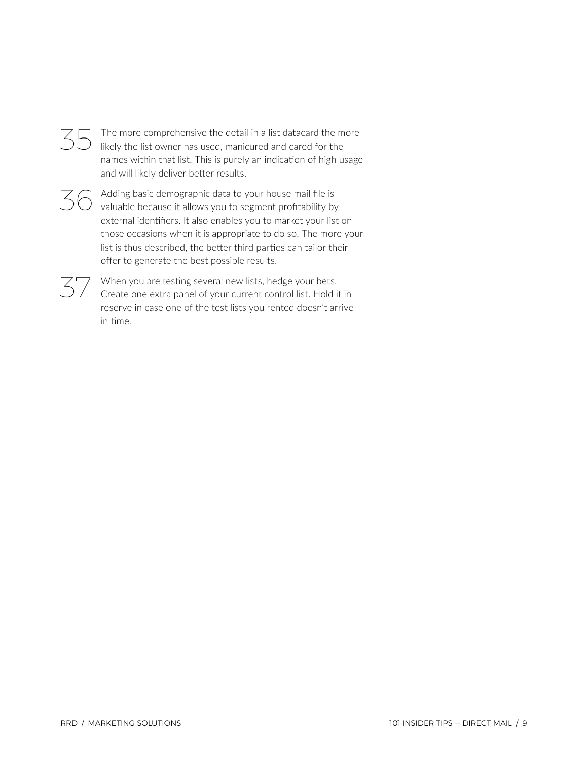35 The more comprehensive the detail in a list datacard the more likely the list owner has used, manicured and cared for the names within that list. This is purely an indication of high usage and will likely deliver better results.

36 Adding basic demographic data to your house mail file is valuable because it allows you to segment profitability by external identifiers. It also enables you to market your list on those occasions when it is appropriate to do so. The more your list is thus described, the better third parties can tailor their offer to generate the best possible results.

37 When you are testing several new lists, hedge your bets. Create one extra panel of your current control list. Hold it in reserve in case one of the test lists you rented doesn't arrive in time.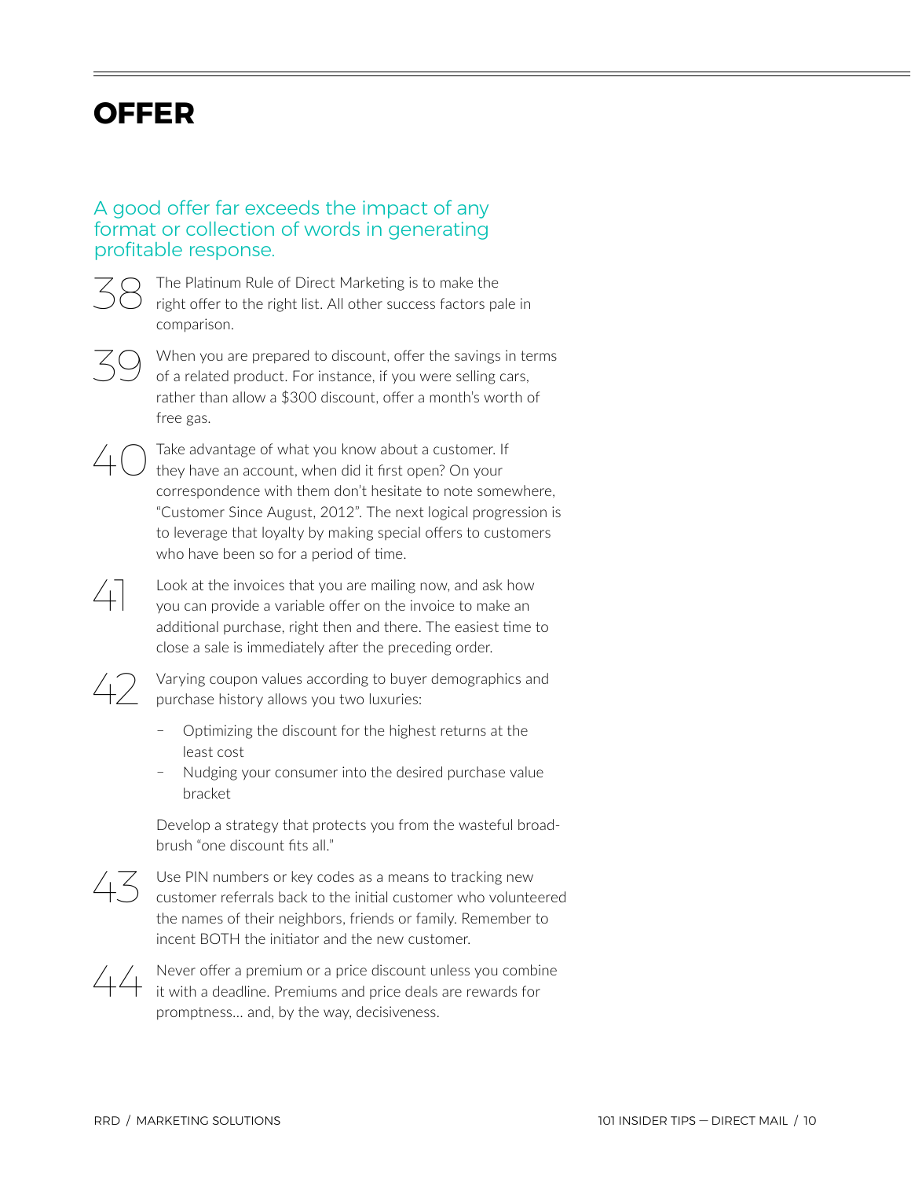# OFFER

A good offer far exceeds the impact of any format or collection of words in generating profitable response.

38 The Platinum Rule of Direct Marketing is to make the right offer to the right list. All other success factors pale in comparison.

39 When you are prepared to discount, offer the savings in terms of a related product. For instance, if you were selling cars, rather than allow a $300 discount, offer a month's worth of free gas.

40 Take advantage of what you know about a customer. If they have an account, when did it first open? On your correspondence with them don't hesitate to note somewhere, "Customer Since August, 2012". The next logical progression is to leverage that loyalty by making special offers to customers who have been so for a period of time.

41 Look at the invoices that you are mailing now, and ask how you can provide a variable offer on the invoice to make an additional purchase, right then and there. The easiest time to close a sale is immediately after the preceding order.

42 Varying coupon values according to buyer demographics and purchase history allows you two luxuries:

- Optimizing the discount for the highest returns at the least cost
- Nudging your consumer into the desired purchase value bracket

Develop a strategy that protects you from the wasteful broad-brush "one discount fits all."

43 Use PIN numbers or key codes as a means to tracking new customer referrals back to the initial customer who volunteered the names of their neighbors, friends or family. Remember to incent BOTH the initiator and the new customer.

44 Never offer a premium or a price discount unless you combine it with a deadline. Premiums and price deals are rewards for promptness… and, by the way, decisiveness.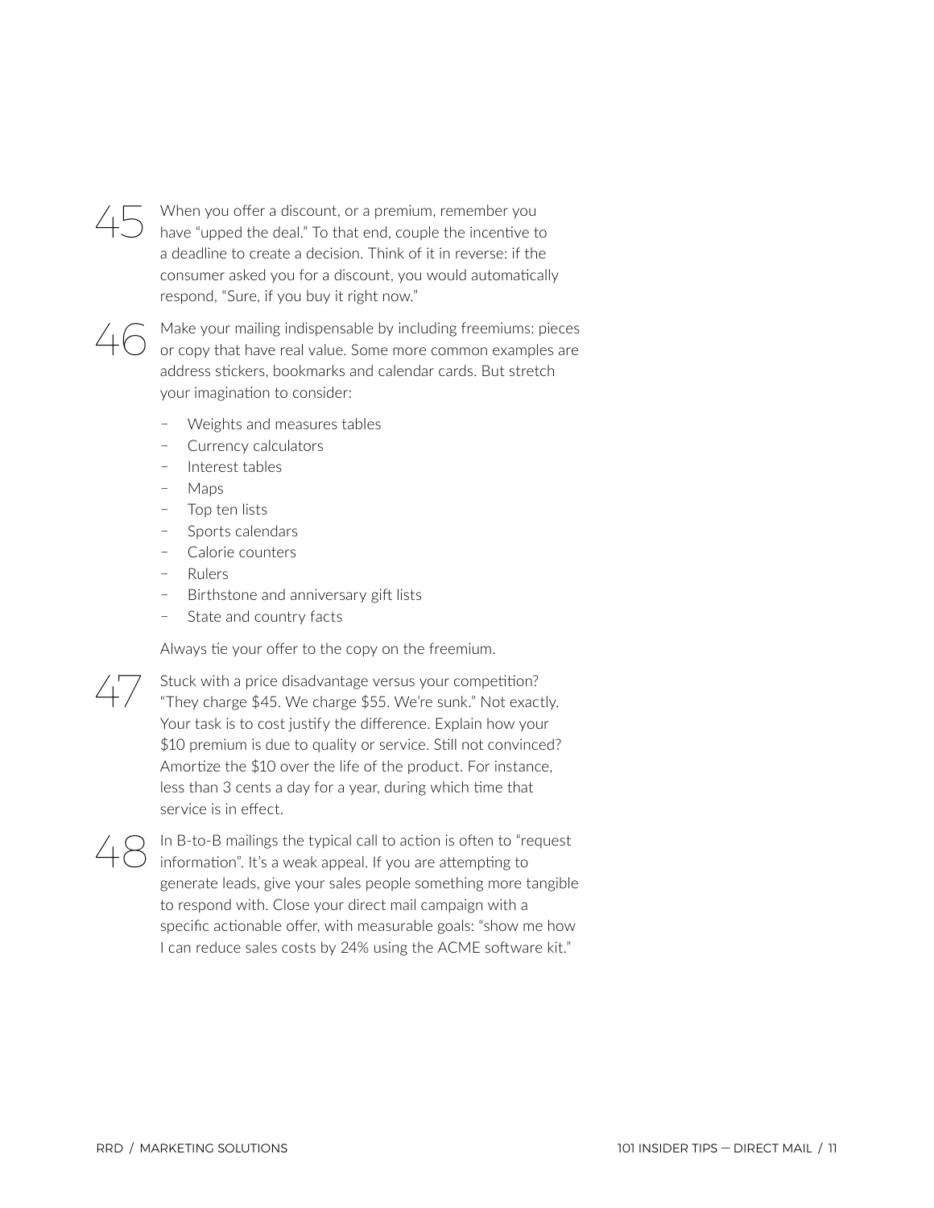45 When you offer a discount, or a premium, remember you have "upped the deal." To that end, couple the incentive to a deadline to create a decision. Think of it in reverse: if the consumer asked you for a discount, you would automatically respond, "Sure, if you buy it right now."

46 Make your mailing indispensable by including freemiums: pieces or copy that have real value. Some more common examples are address stickers, bookmarks and calendar cards. But stretch your imagination to consider:

- Weights and measures tables
- Currency calculators
- Interest tables
- Maps
- Top ten lists
- Sports calendars
- Calorie counters
- Rulers
- Birthstone and anniversary gift lists
- State and country facts

Always tie your offer to the copy on the freemium.

47 Stuck with a price disadvantage versus your competition? "They charge $45. We charge $55. We're sunk." Not exactly. Your task is to cost justify the difference. Explain how your $10 premium is due to quality or service. Still not convinced? Amortize the $10 over the life of the product. For instance, less than 3 cents a day for a year, during which time that service is in effect.

48 In B-to-B mailings the typical call to action is often to "request information". It's a weak appeal. If you are attempting to generate leads, give your sales people something more tangible to respond with. Close your direct mail campaign with a specific actionable offer, with measurable goals: "show me how I can reduce sales costs by 24% using the ACME software kit."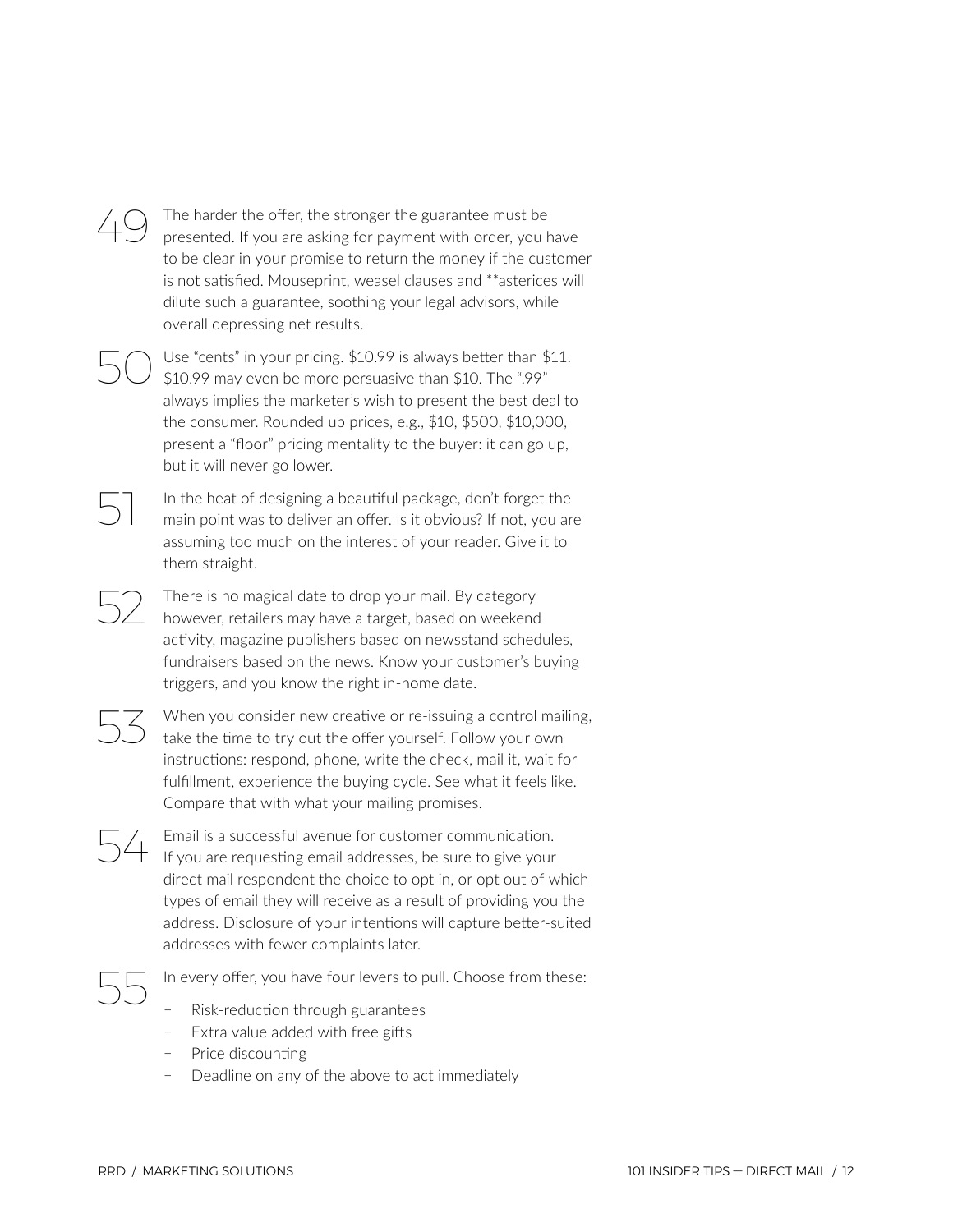49 The harder the offer, the stronger the guarantee must be presented. If you are asking for payment with order, you have to be clear in your promise to return the money if the customer is not satisfied. Mouseprint, weasel clauses and **asterices will dilute such a guarantee, soothing your legal advisors, while overall depressing net results.

50 Use "cents" in your pricing. $10.99 is always better than $11. $10.99 may even be more persuasive than $10. The ".99" always implies the marketer's wish to present the best deal to the consumer. Rounded up prices, e.g., $10, $500, $10,000, present a "floor" pricing mentality to the buyer: it can go up, but it will never go lower.

51 In the heat of designing a beautiful package, don't forget the main point was to deliver an offer. Is it obvious? If not, you are assuming too much on the interest of your reader. Give it to them straight.

52 There is no magical date to drop your mail. By category however, retailers may have a target, based on weekend activity, magazine publishers based on newsstand schedules, fundraisers based on the news. Know your customer's buying triggers, and you know the right in-home date.

53 When you consider new creative or re-issuing a control mailing, take the time to try out the offer yourself. Follow your own instructions: respond, phone, write the check, mail it, wait for fulfillment, experience the buying cycle. See what it feels like. Compare that with what your mailing promises.

54 Email is a successful avenue for customer communication. If you are requesting email addresses, be sure to give your direct mail respondent the choice to opt in, or opt out of which types of email they will receive as a result of providing you the address. Disclosure of your intentions will capture better-suited addresses with fewer complaints later.

55 In every offer, you have four levers to pull. Choose from these:

- Risk-reduction through guarantees
- Extra value added with free gifts
- Price discounting
- Deadline on any of the above to act immediately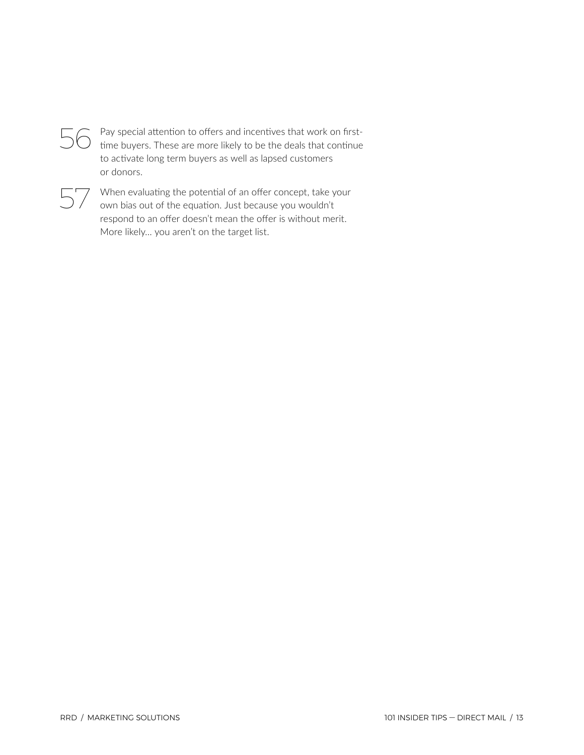56 Pay special attention to offers and incentives that work on first-time buyers. These are more likely to be the deals that continue to activate long term buyers as well as lapsed customers or donors.

57 When evaluating the potential of an offer concept, take your own bias out of the equation. Just because you wouldn't respond to an offer doesn't mean the offer is without merit. More likely... you aren't on the target list.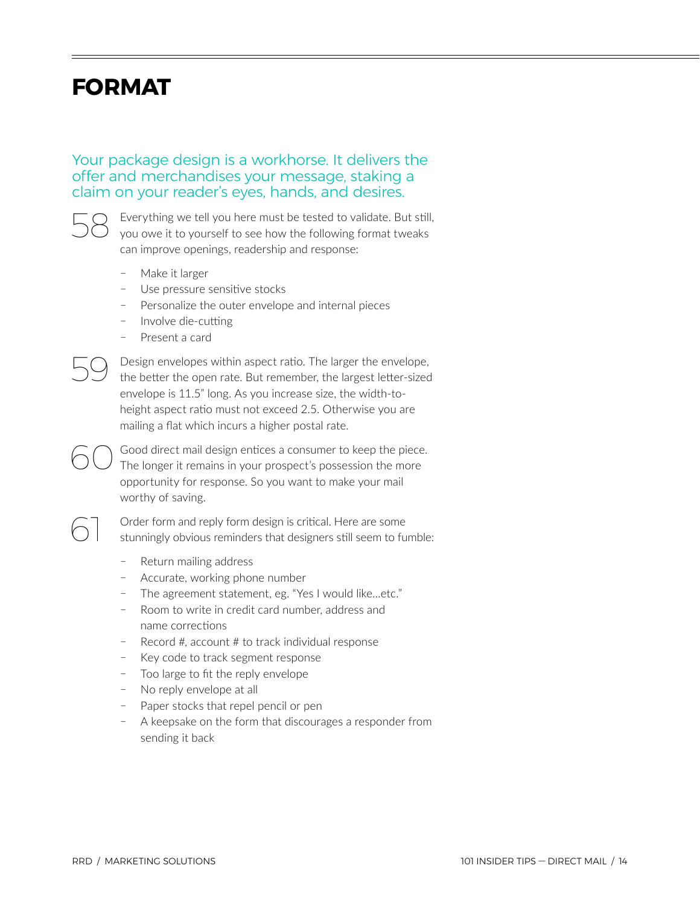# FORMAT

Your package design is a workhorse. It delivers the offer and merchandises your message, staking a claim on your reader's eyes, hands, and desires.

**58** Everything we tell you here must be tested to validate. But still, you owe it to yourself to see how the following format tweaks can improve openings, readership and response:

- Make it larger
- Use pressure sensitive stocks
- Personalize the outer envelope and internal pieces
- Involve die-cutting
- Present a card

**59** Design envelopes within aspect ratio. The larger the envelope, the better the open rate. But remember, the largest letter-sized envelope is 11.5" long. As you increase size, the width-to-height aspect ratio must not exceed 2.5. Otherwise you are mailing a flat which incurs a higher postal rate.

**60** Good direct mail design entices a consumer to keep the piece. The longer it remains in your prospect's possession the more opportunity for response. So you want to make your mail worthy of saving.

**61** Order form and reply form design is critical. Here are some stunningly obvious reminders that designers still seem to fumble:

- Return mailing address
- Accurate, working phone number
- The agreement statement, eg. "Yes I would like...etc."
- Room to write in credit card number, address and name corrections
- Record #, account # to track individual response
- Key code to track segment response
- Too large to fit the reply envelope
- No reply envelope at all
- Paper stocks that repel pencil or pen
- A keepsake on the form that discourages a responder from sending it back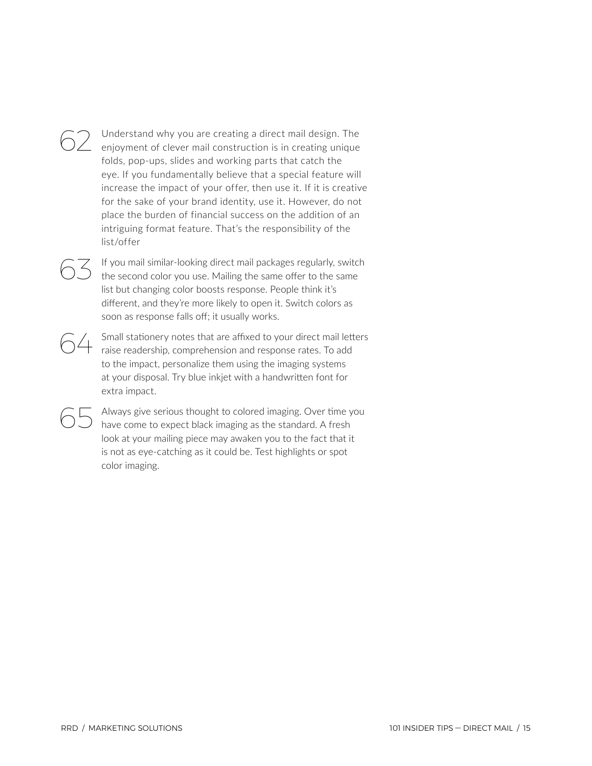62 Understand why you are creating a direct mail design. The enjoyment of clever mail construction is in creating unique folds, pop-ups, slides and working parts that catch the eye. If you fundamentally believe that a special feature will increase the impact of your offer, then use it. If it is creative for the sake of your brand identity, use it. However, do not place the burden of financial success on the addition of an intriguing format feature. That's the responsibility of the list/offer

63 If you mail similar-looking direct mail packages regularly, switch the second color you use. Mailing the same offer to the same list but changing color boosts response. People think it's different, and they're more likely to open it. Switch colors as soon as response falls off; it usually works.

64 Small stationery notes that are affixed to your direct mail letters raise readership, comprehension and response rates. To add to the impact, personalize them using the imaging systems at your disposal. Try blue inkjet with a handwritten font for extra impact.

65 Always give serious thought to colored imaging. Over time you have come to expect black imaging as the standard. A fresh look at your mailing piece may awaken you to the fact that it is not as eye-catching as it could be. Test highlights or spot color imaging.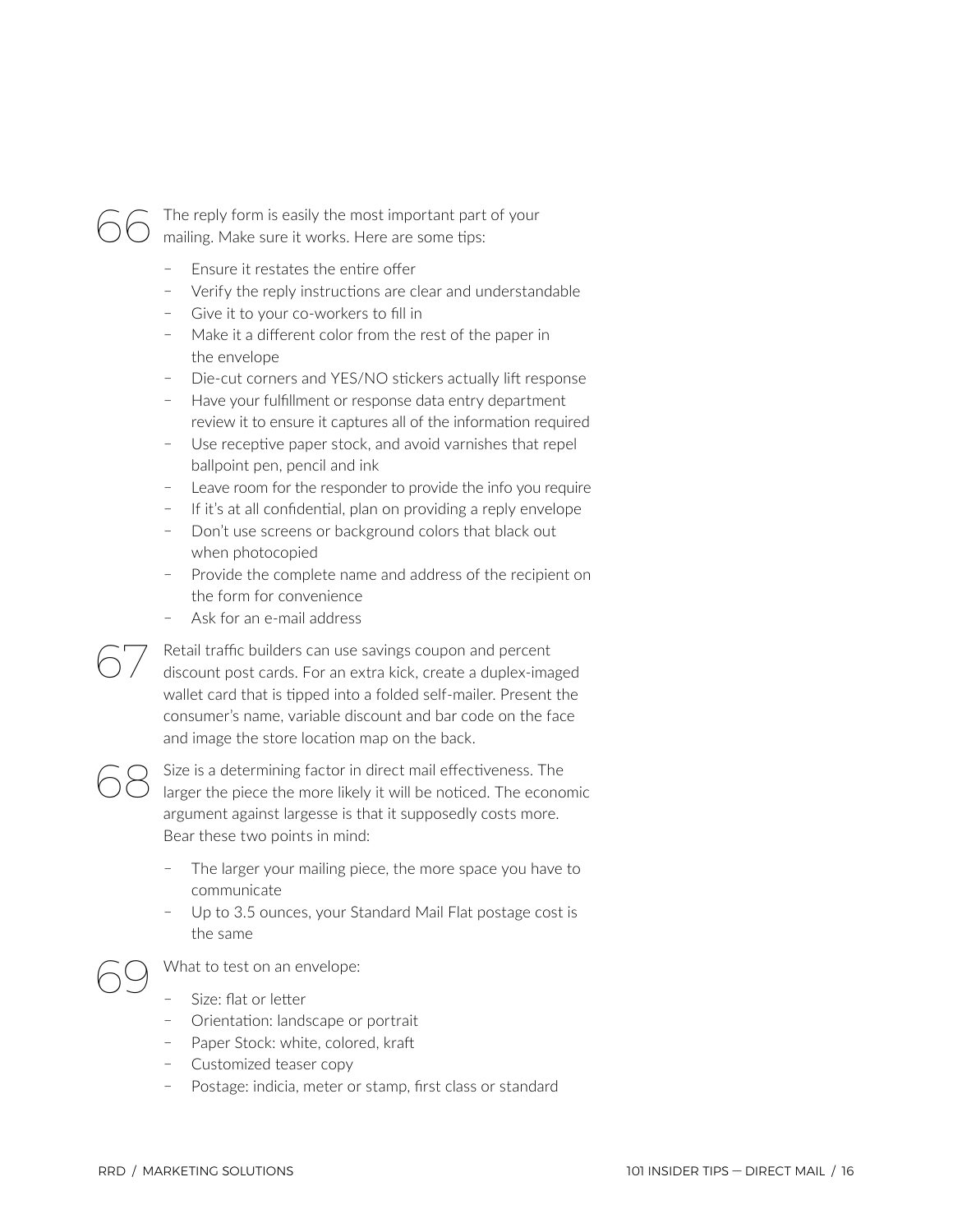66 The reply form is easily the most important part of your mailing. Make sure it works. Here are some tips:

- Ensure it restates the entire offer
- Verify the reply instructions are clear and understandable
- Give it to your co-workers to fill in
- Make it a different color from the rest of the paper in the envelope
- Die-cut corners and YES/NO stickers actually lift response
- Have your fulfillment or response data entry department review it to ensure it captures all of the information required
- Use receptive paper stock, and avoid varnishes that repel ballpoint pen, pencil and ink
- Leave room for the responder to provide the info you require
- If it's at all confidential, plan on providing a reply envelope
- Don't use screens or background colors that black out when photocopied
- Provide the complete name and address of the recipient on the form for convenience
- Ask for an e-mail address

67 Retail traffic builders can use savings coupon and percent discount post cards. For an extra kick, create a duplex-imaged wallet card that is tipped into a folded self-mailer. Present the consumer's name, variable discount and bar code on the face and image the store location map on the back.

68 Size is a determining factor in direct mail effectiveness. The larger the piece the more likely it will be noticed. The economic argument against largesse is that it supposedly costs more. Bear these two points in mind:

- The larger your mailing piece, the more space you have to communicate
- Up to 3.5 ounces, your Standard Mail Flat postage cost is the same

69 What to test on an envelope:

- Size: flat or letter
- Orientation: landscape or portrait
- Paper Stock: white, colored, kraft
- Customized teaser copy
- Postage: indicia, meter or stamp, first class or standard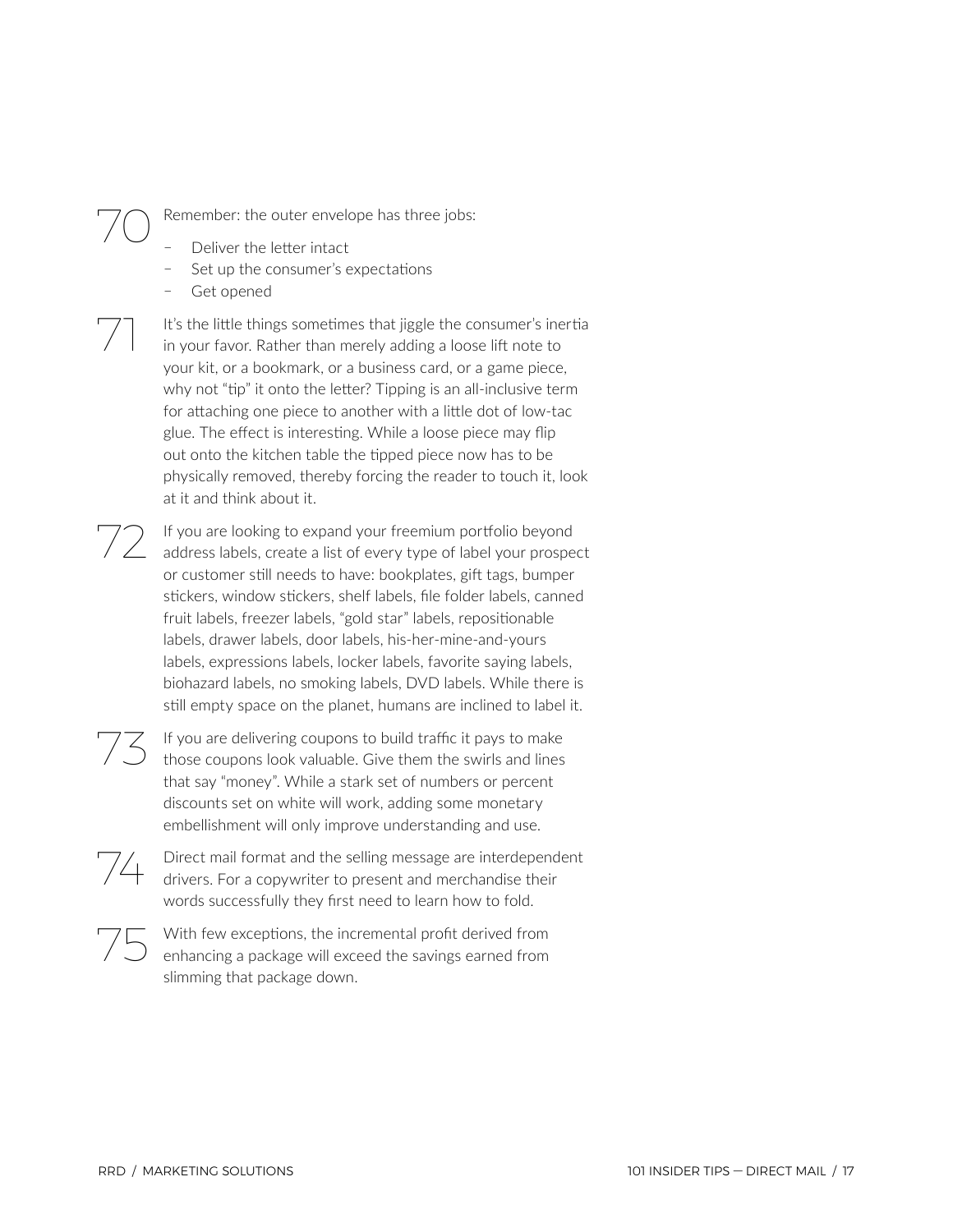70 Remember: the outer envelope has three jobs:

- Deliver the letter intact
- Set up the consumer's expectations
- Get opened

71 It's the little things sometimes that jiggle the consumer's inertia in your favor. Rather than merely adding a loose lift note to your kit, or a bookmark, or a business card, or a game piece, why not "tip" it onto the letter? Tipping is an all-inclusive term for attaching one piece to another with a little dot of low-tac glue. The effect is interesting. While a loose piece may flip out onto the kitchen table the tipped piece now has to be physically removed, thereby forcing the reader to touch it, look at it and think about it.

72 If you are looking to expand your freemium portfolio beyond address labels, create a list of every type of label your prospect or customer still needs to have: bookplates, gift tags, bumper stickers, window stickers, shelf labels, file folder labels, canned fruit labels, freezer labels, "gold star" labels, repositionable labels, drawer labels, door labels, his-her-mine-and-yours labels, expressions labels, locker labels, favorite saying labels, biohazard labels, no smoking labels, DVD labels. While there is still empty space on the planet, humans are inclined to label it.

73 If you are delivering coupons to build traffic it pays to make those coupons look valuable. Give them the swirls and lines that say "money". While a stark set of numbers or percent discounts set on white will work, adding some monetary embellishment will only improve understanding and use.

74 Direct mail format and the selling message are interdependent drivers. For a copywriter to present and merchandise their words successfully they first need to learn how to fold.

75 With few exceptions, the incremental profit derived from enhancing a package will exceed the savings earned from slimming that package down.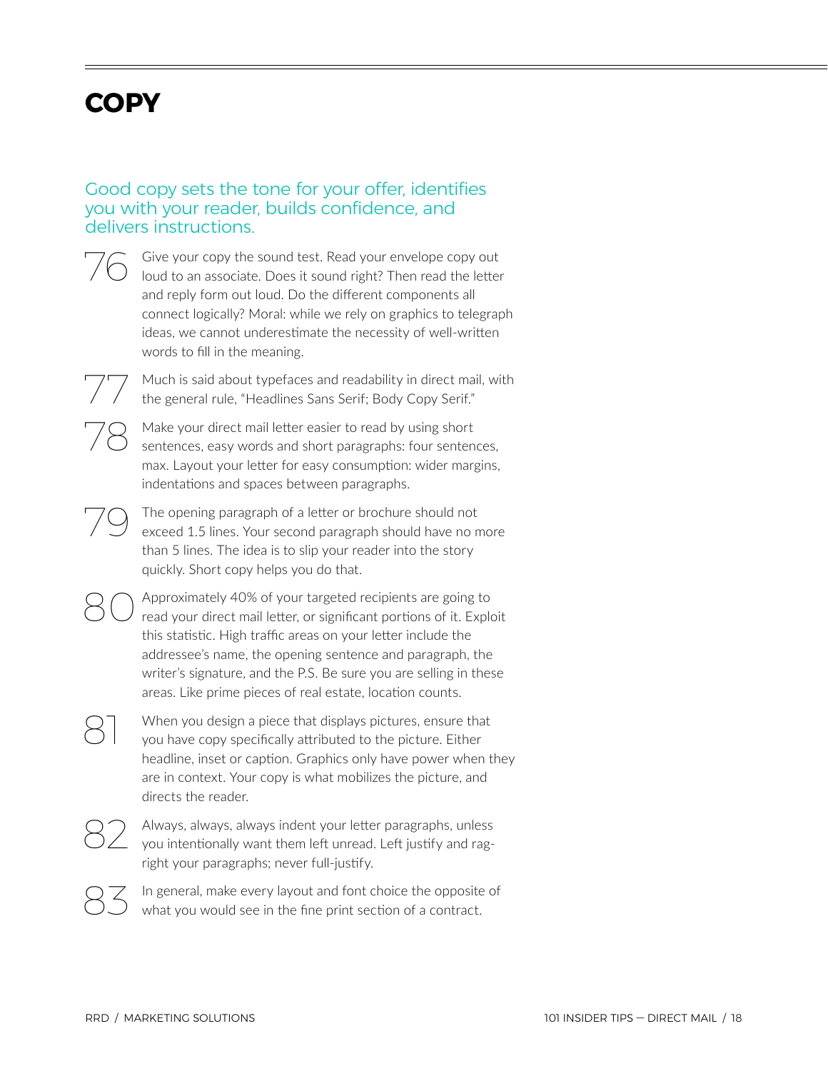# COPY

Good copy sets the tone for your offer, identifies you with your reader, builds confidence, and delivers instructions.

76 Give your copy the sound test. Read your envelope copy out loud to an associate. Does it sound right? Then read the letter and reply form out loud. Do the different components all connect logically? Moral: while we rely on graphics to telegraph ideas, we cannot underestimate the necessity of well-written words to fill in the meaning.

77 Much is said about typefaces and readability in direct mail, with the general rule, "Headlines Sans Serif; Body Copy Serif."

78 Make your direct mail letter easier to read by using short sentences, easy words and short paragraphs: four sentences, max. Layout your letter for easy consumption: wider margins, indentations and spaces between paragraphs.

79 The opening paragraph of a letter or brochure should not exceed 1.5 lines. Your second paragraph should have no more than 5 lines. The idea is to slip your reader into the story quickly. Short copy helps you do that.

80 Approximately 40% of your targeted recipients are going to read your direct mail letter, or significant portions of it. Exploit this statistic. High traffic areas on your letter include the addressee's name, the opening sentence and paragraph, the writer's signature, and the P.S. Be sure you are selling in these areas. Like prime pieces of real estate, location counts.

81 When you design a piece that displays pictures, ensure that you have copy specifically attributed to the picture. Either headline, inset or caption. Graphics only have power when they are in context. Your copy is what mobilizes the picture, and directs the reader.

82 Always, always, always indent your letter paragraphs, unless you intentionally want them left unread. Left justify and rag-right your paragraphs; never full-justify.

83 In general, make every layout and font choice the opposite of what you would see in the fine print section of a contract.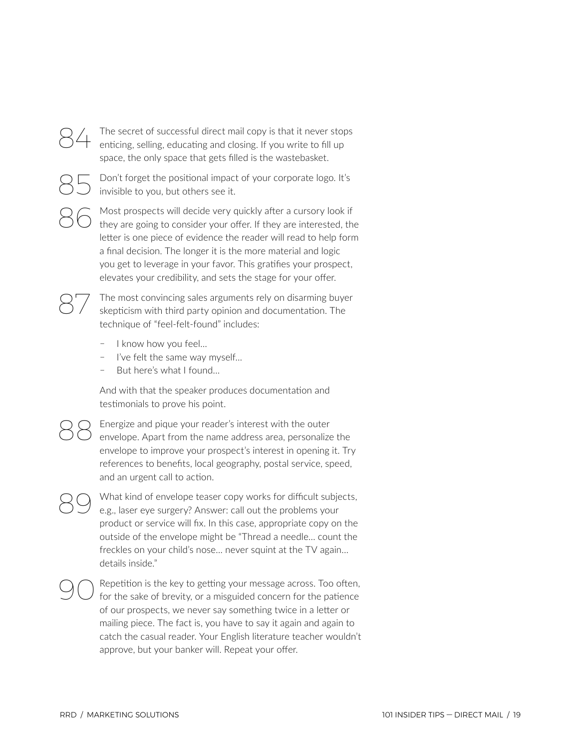84 The secret of successful direct mail copy is that it never stops enticing, selling, educating and closing. If you write to fill up space, the only space that gets filled is the wastebasket.

85 Don't forget the positional impact of your corporate logo. It's invisible to you, but others see it.

86 Most prospects will decide very quickly after a cursory look if they are going to consider your offer. If they are interested, the letter is one piece of evidence the reader will read to help form a final decision. The longer it is the more material and logic you get to leverage in your favor. This gratifies your prospect, elevates your credibility, and sets the stage for your offer.

87 The most convincing sales arguments rely on disarming buyer skepticism with third party opinion and documentation. The technique of "feel-felt-found" includes:

- I know how you feel...
- I've felt the same way myself...
- But here's what I found...

And with that the speaker produces documentation and testimonials to prove his point.

88 Energize and pique your reader's interest with the outer envelope. Apart from the name address area, personalize the envelope to improve your prospect's interest in opening it. Try references to benefits, local geography, postal service, speed, and an urgent call to action.

89 What kind of envelope teaser copy works for difficult subjects, e.g., laser eye surgery? Answer: call out the problems your product or service will fix. In this case, appropriate copy on the outside of the envelope might be "Thread a needle... count the freckles on your child's nose... never squint at the TV again... details inside."

90 Repetition is the key to getting your message across. Too often, for the sake of brevity, or a misguided concern for the patience of our prospects, we never say something twice in a letter or mailing piece. The fact is, you have to say it again and again to catch the casual reader. Your English literature teacher wouldn't approve, but your banker will. Repeat your offer.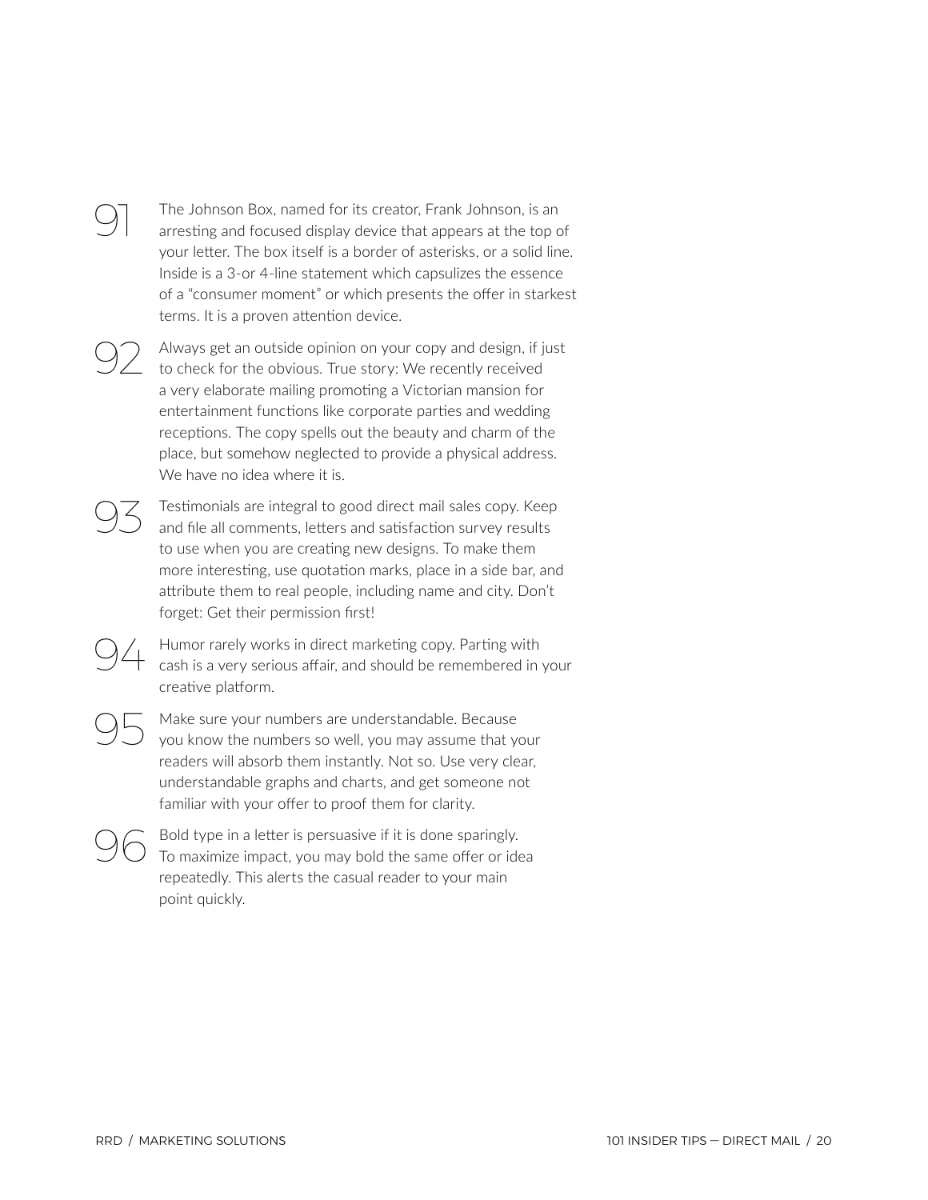91 The Johnson Box, named for its creator, Frank Johnson, is an arresting and focused display device that appears at the top of your letter. The box itself is a border of asterisks, or a solid line. Inside is a 3-or 4-line statement which capsulizes the essence of a "consumer moment" or which presents the offer in starkest terms. It is a proven attention device.

92 Always get an outside opinion on your copy and design, if just to check for the obvious. True story: We recently received a very elaborate mailing promoting a Victorian mansion for entertainment functions like corporate parties and wedding receptions. The copy spells out the beauty and charm of the place, but somehow neglected to provide a physical address. We have no idea where it is.

93 Testimonials are integral to good direct mail sales copy. Keep and file all comments, letters and satisfaction survey results to use when you are creating new designs. To make them more interesting, use quotation marks, place in a side bar, and attribute them to real people, including name and city. Don't forget: Get their permission first!

94 Humor rarely works in direct marketing copy. Parting with cash is a very serious affair, and should be remembered in your creative platform.

95 Make sure your numbers are understandable. Because you know the numbers so well, you may assume that your readers will absorb them instantly. Not so. Use very clear, understandable graphs and charts, and get someone not familiar with your offer to proof them for clarity.

96 Bold type in a letter is persuasive if it is done sparingly. To maximize impact, you may bold the same offer or idea repeatedly. This alerts the casual reader to your main point quickly.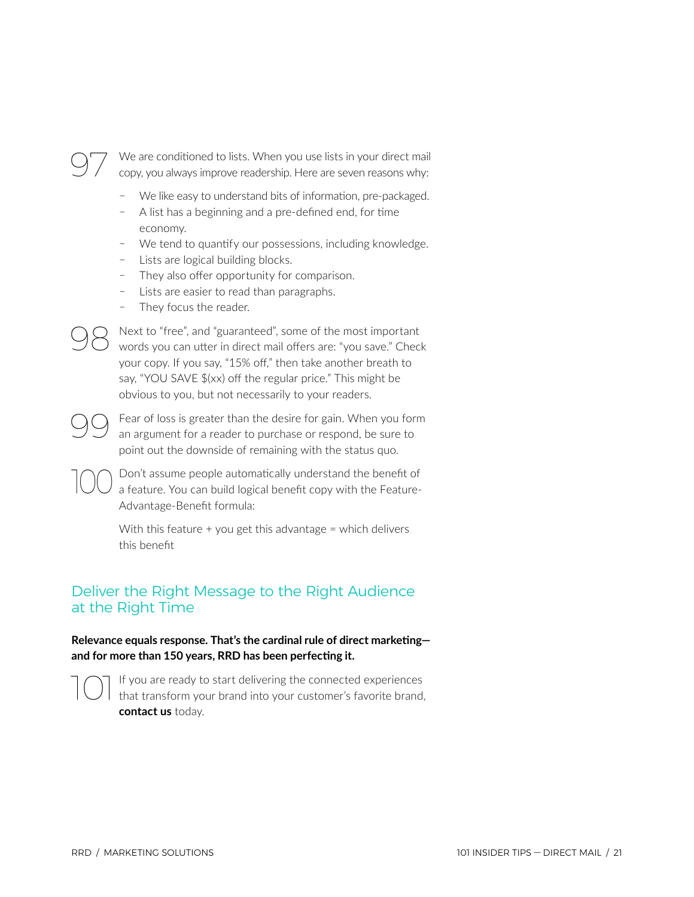97 We are conditioned to lists. When you use lists in your direct mail copy, you always improve readership. Here are seven reasons why:

- We like easy to understand bits of information, pre-packaged.
- A list has a beginning and a pre-defined end, for time economy.
- We tend to quantify our possessions, including knowledge.
- Lists are logical building blocks.
- They also offer opportunity for comparison.
- Lists are easier to read than paragraphs.
- They focus the reader.

98 Next to "free", and "guaranteed", some of the most important words you can utter in direct mail offers are: "you save." Check your copy. If you say, "15% off," then take another breath to say, "YOU SAVE $(xx) off the regular price." This might be obvious to you, but not necessarily to your readers.

99 Fear of loss is greater than the desire for gain. When you form an argument for a reader to purchase or respond, be sure to point out the downside of remaining with the status quo.

100 Don't assume people automatically understand the benefit of a feature. You can build logical benefit copy with the Feature-Advantage-Benefit formula:

With this feature + you get this advantage = which delivers this benefit

## Deliver the Right Message to the Right Audience at the Right Time

**Relevance equals response. That's the cardinal rule of direct marketing—and for more than 150 years, RRD has been perfecting it.**

101 If you are ready to start delivering the connected experiences that transform your brand into your customer's favorite brand, **contact us** today.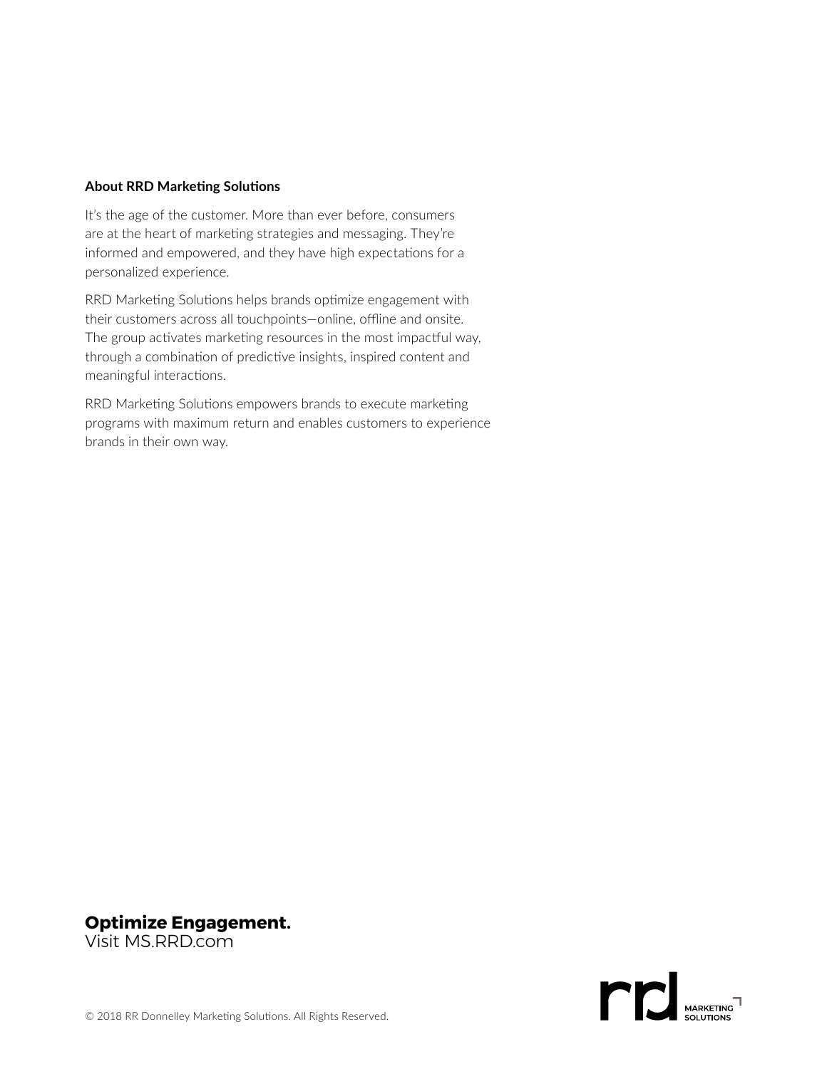## About RRD Marketing Solutions

It's the age of the customer. More than ever before, consumers are at the heart of marketing strategies and messaging. They're informed and empowered, and they have high expectations for a personalized experience.

RRD Marketing Solutions helps brands optimize engagement with their customers across all touchpoints—online, offline and onsite. The group activates marketing resources in the most impactful way, through a combination of predictive insights, inspired content and meaningful interactions.

RRD Marketing Solutions empowers brands to execute marketing programs with maximum return and enables customers to experience brands in their own way.

**Optimize Engagement.**
Visit MS.RRD.com

© 2018 RR Donnelley Marketing Solutions. All Rights Reserved.

rrd MARKETING SOLUTIONS